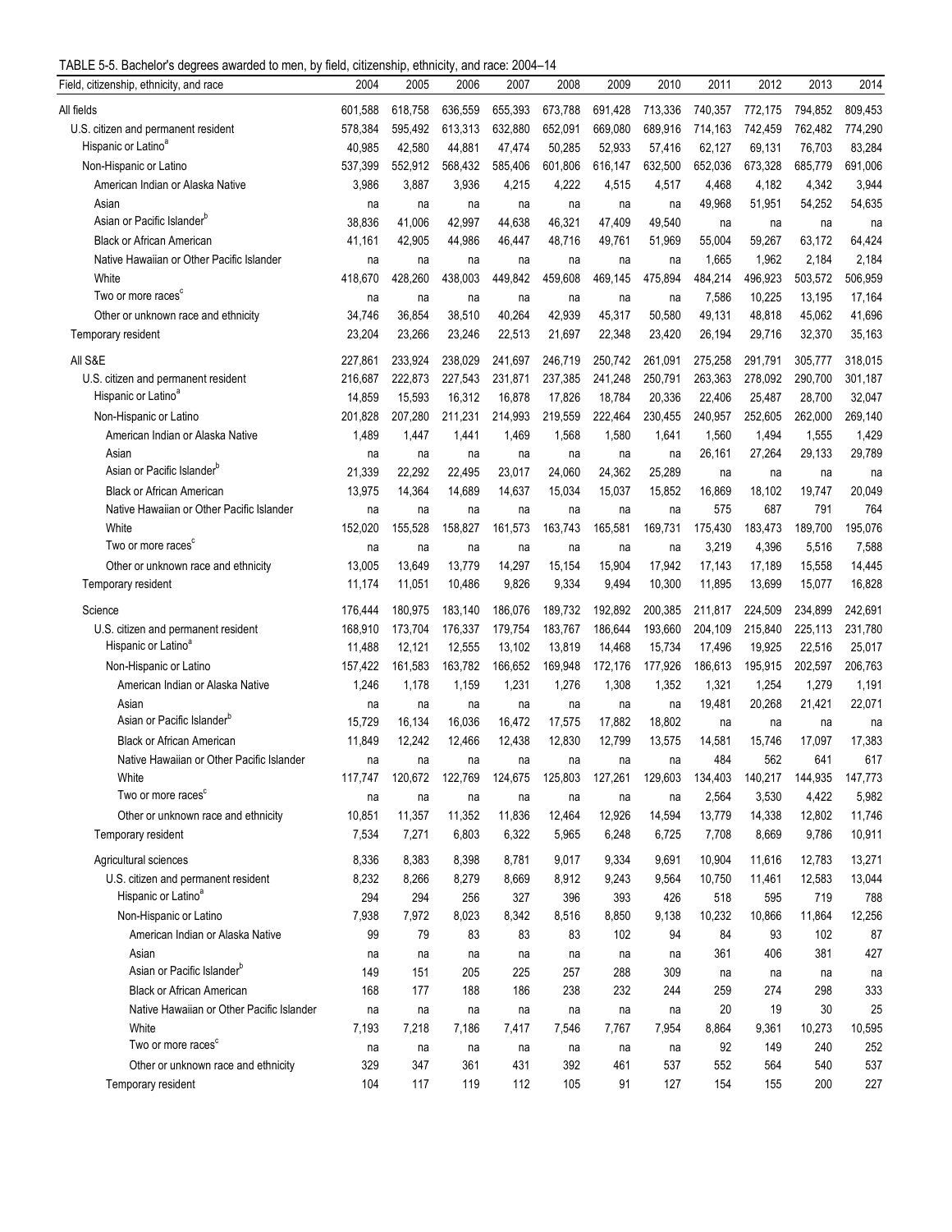TABLE 5-5. Bachelor's degrees awarded to men, by field, citizenship, ethnicity, and race: 2004–14

| Field, citizenship, ethnicity, and race | 2004 | 2005 | 2006 | 2007 | 2008 | 2009 | 2010 | 2011 | 2012 | 2013 | 2014 |
|---|---|---|---|---|---|---|---|---|---|---|---|
| All fields | 601,588 | 618,758 | 636,559 | 655,393 | 673,788 | 691,428 | 713,336 | 740,357 | 772,175 | 794,852 | 809,453 |
| U.S. citizen and permanent resident | 578,384 | 595,492 | 613,313 | 632,880 | 652,091 | 669,080 | 689,916 | 714,163 | 742,459 | 762,482 | 774,290 |
| Hispanic or Latino[a] | 40,985 | 42,580 | 44,881 | 47,474 | 50,285 | 52,933 | 57,416 | 62,127 | 69,131 | 76,703 | 83,284 |
| Non-Hispanic or Latino | 537,399 | 552,912 | 568,432 | 585,406 | 601,806 | 616,147 | 632,500 | 652,036 | 673,328 | 685,779 | 691,006 |
| American Indian or Alaska Native | 3,986 | 3,887 | 3,936 | 4,215 | 4,222 | 4,515 | 4,517 | 4,468 | 4,182 | 4,342 | 3,944 |
| Asian | na | na | na | na | na | na | na | 49,968 | 51,951 | 54,252 | 54,635 |
| Asian or Pacific Islander[b] | 38,836 | 41,006 | 42,997 | 44,638 | 46,321 | 47,409 | 49,540 | na | na | na | na |
| Black or African American | 41,161 | 42,905 | 44,986 | 46,447 | 48,716 | 49,761 | 51,969 | 55,004 | 59,267 | 63,172 | 64,424 |
| Native Hawaiian or Other Pacific Islander | na | na | na | na | na | na | na | 1,665 | 1,962 | 2,184 | 2,184 |
| White | 418,670 | 428,260 | 438,003 | 449,842 | 459,608 | 469,145 | 475,894 | 484,214 | 496,923 | 503,572 | 506,959 |
| Two or more races[c] | na | na | na | na | na | na | na | 7,586 | 10,225 | 13,195 | 17,164 |
| Other or unknown race and ethnicity | 34,746 | 36,854 | 38,510 | 40,264 | 42,939 | 45,317 | 50,580 | 49,131 | 48,818 | 45,062 | 41,696 |
| Temporary resident | 23,204 | 23,266 | 23,246 | 22,513 | 21,697 | 22,348 | 23,420 | 26,194 | 29,716 | 32,370 | 35,163 |
| All S&E | 227,861 | 233,924 | 238,029 | 241,697 | 246,719 | 250,742 | 261,091 | 275,258 | 291,791 | 305,777 | 318,015 |
| U.S. citizen and permanent resident | 216,687 | 222,873 | 227,543 | 231,871 | 237,385 | 241,248 | 250,791 | 263,363 | 278,092 | 290,700 | 301,187 |
| Hispanic or Latino[a] | 14,859 | 15,593 | 16,312 | 16,878 | 17,826 | 18,784 | 20,336 | 22,406 | 25,487 | 28,700 | 32,047 |
| Non-Hispanic or Latino | 201,828 | 207,280 | 211,231 | 214,993 | 219,559 | 222,464 | 230,455 | 240,957 | 252,605 | 262,000 | 269,140 |
| American Indian or Alaska Native | 1,489 | 1,447 | 1,441 | 1,469 | 1,568 | 1,580 | 1,641 | 1,560 | 1,494 | 1,555 | 1,429 |
| Asian | na | na | na | na | na | na | na | 26,161 | 27,264 | 29,133 | 29,789 |
| Asian or Pacific Islander[b] | 21,339 | 22,292 | 22,495 | 23,017 | 24,060 | 24,362 | 25,289 | na | na | na | na |
| Black or African American | 13,975 | 14,364 | 14,689 | 14,637 | 15,034 | 15,037 | 15,852 | 16,869 | 18,102 | 19,747 | 20,049 |
| Native Hawaiian or Other Pacific Islander | na | na | na | na | na | na | na | 575 | 687 | 791 | 764 |
| White | 152,020 | 155,528 | 158,827 | 161,573 | 163,743 | 165,581 | 169,731 | 175,430 | 183,473 | 189,700 | 195,076 |
| Two or more races[c] | na | na | na | na | na | na | na | 3,219 | 4,396 | 5,516 | 7,588 |
| Other or unknown race and ethnicity | 13,005 | 13,649 | 13,779 | 14,297 | 15,154 | 15,904 | 17,942 | 17,143 | 17,189 | 15,558 | 14,445 |
| Temporary resident | 11,174 | 11,051 | 10,486 | 9,826 | 9,334 | 9,494 | 10,300 | 11,895 | 13,699 | 15,077 | 16,828 |
| Science | 176,444 | 180,975 | 183,140 | 186,076 | 189,732 | 192,892 | 200,385 | 211,817 | 224,509 | 234,899 | 242,691 |
| U.S. citizen and permanent resident | 168,910 | 173,704 | 176,337 | 179,754 | 183,767 | 186,644 | 193,660 | 204,109 | 215,840 | 225,113 | 231,780 |
| Hispanic or Latino[a] | 11,488 | 12,121 | 12,555 | 13,102 | 13,819 | 14,468 | 15,734 | 17,496 | 19,925 | 22,516 | 25,017 |
| Non-Hispanic or Latino | 157,422 | 161,583 | 163,782 | 166,652 | 169,948 | 172,176 | 177,926 | 186,613 | 195,915 | 202,597 | 206,763 |
| American Indian or Alaska Native | 1,246 | 1,178 | 1,159 | 1,231 | 1,276 | 1,308 | 1,352 | 1,321 | 1,254 | 1,279 | 1,191 |
| Asian | na | na | na | na | na | na | na | 19,481 | 20,268 | 21,421 | 22,071 |
| Asian or Pacific Islander[b] | 15,729 | 16,134 | 16,036 | 16,472 | 17,575 | 17,882 | 18,802 | na | na | na | na |
| Black or African American | 11,849 | 12,242 | 12,466 | 12,438 | 12,830 | 12,799 | 13,575 | 14,581 | 15,746 | 17,097 | 17,383 |
| Native Hawaiian or Other Pacific Islander | na | na | na | na | na | na | na | 484 | 562 | 641 | 617 |
| White | 117,747 | 120,672 | 122,769 | 124,675 | 125,803 | 127,261 | 129,603 | 134,403 | 140,217 | 144,935 | 147,773 |
| Two or more races[c] | na | na | na | na | na | na | na | 2,564 | 3,530 | 4,422 | 5,982 |
| Other or unknown race and ethnicity | 10,851 | 11,357 | 11,352 | 11,836 | 12,464 | 12,926 | 14,594 | 13,779 | 14,338 | 12,802 | 11,746 |
| Temporary resident | 7,534 | 7,271 | 6,803 | 6,322 | 5,965 | 6,248 | 6,725 | 7,708 | 8,669 | 9,786 | 10,911 |
| Agricultural sciences | 8,336 | 8,383 | 8,398 | 8,781 | 9,017 | 9,334 | 9,691 | 10,904 | 11,616 | 12,783 | 13,271 |
| U.S. citizen and permanent resident | 8,232 | 8,266 | 8,279 | 8,669 | 8,912 | 9,243 | 9,564 | 10,750 | 11,461 | 12,583 | 13,044 |
| Hispanic or Latino[a] | 294 | 294 | 256 | 327 | 396 | 393 | 426 | 518 | 595 | 719 | 788 |
| Non-Hispanic or Latino | 7,938 | 7,972 | 8,023 | 8,342 | 8,516 | 8,850 | 9,138 | 10,232 | 10,866 | 11,864 | 12,256 |
| American Indian or Alaska Native | 99 | 79 | 83 | 83 | 83 | 102 | 94 | 84 | 93 | 102 | 87 |
| Asian | na | na | na | na | na | na | na | 361 | 406 | 381 | 427 |
| Asian or Pacific Islander[b] | 149 | 151 | 205 | 225 | 257 | 288 | 309 | na | na | na | na |
| Black or African American | 168 | 177 | 188 | 186 | 238 | 232 | 244 | 259 | 274 | 298 | 333 |
| Native Hawaiian or Other Pacific Islander | na | na | na | na | na | na | na | 20 | 19 | 30 | 25 |
| White | 7,193 | 7,218 | 7,186 | 7,417 | 7,546 | 7,767 | 7,954 | 8,864 | 9,361 | 10,273 | 10,595 |
| Two or more races[c] | na | na | na | na | na | na | na | 92 | 149 | 240 | 252 |
| Other or unknown race and ethnicity | 329 | 347 | 361 | 431 | 392 | 461 | 537 | 552 | 564 | 540 | 537 |
| Temporary resident | 104 | 117 | 119 | 112 | 105 | 91 | 127 | 154 | 155 | 200 | 227 |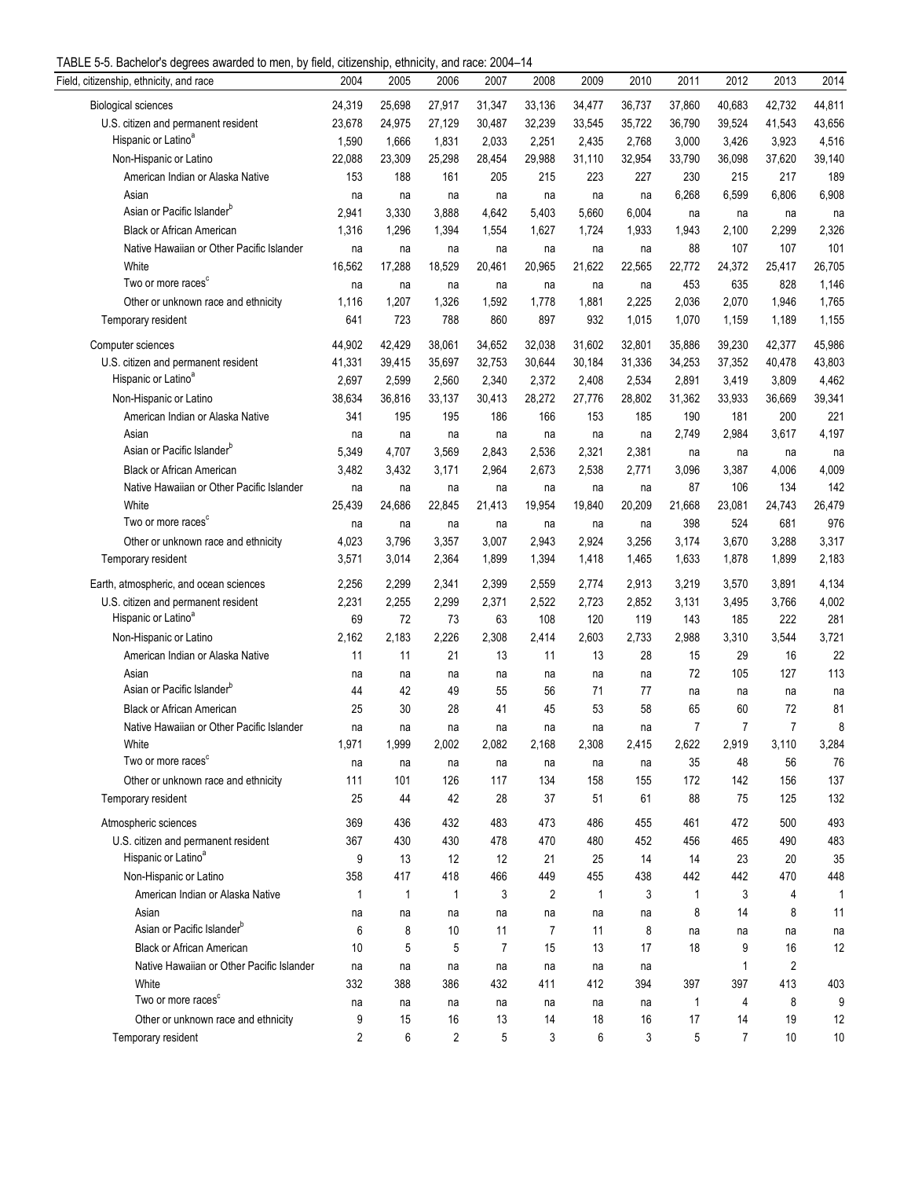TABLE 5-5. Bachelor's degrees awarded to men, by field, citizenship, ethnicity, and race: 2004–14

| Field, citizenship, ethnicity, and race | 2004 | 2005 | 2006 | 2007 | 2008 | 2009 | 2010 | 2011 | 2012 | 2013 | 2014 |
|---|---|---|---|---|---|---|---|---|---|---|---|
| Biological sciences | 24,319 | 25,698 | 27,917 | 31,347 | 33,136 | 34,477 | 36,737 | 37,860 | 40,683 | 42,732 | 44,811 |
| U.S. citizen and permanent resident | 23,678 | 24,975 | 27,129 | 30,487 | 32,239 | 33,545 | 35,722 | 36,790 | 39,524 | 41,543 | 43,656 |
| Hispanic or Latino[a] | 1,590 | 1,666 | 1,831 | 2,033 | 2,251 | 2,435 | 2,768 | 3,000 | 3,426 | 3,923 | 4,516 |
| Non-Hispanic or Latino | 22,088 | 23,309 | 25,298 | 28,454 | 29,988 | 31,110 | 32,954 | 33,790 | 36,098 | 37,620 | 39,140 |
| American Indian or Alaska Native | 153 | 188 | 161 | 205 | 215 | 223 | 227 | 230 | 215 | 217 | 189 |
| Asian | na | na | na | na | na | na | na | 6,268 | 6,599 | 6,806 | 6,908 |
| Asian or Pacific Islander[b] | 2,941 | 3,330 | 3,888 | 4,642 | 5,403 | 5,660 | 6,004 | na | na | na | na |
| Black or African American | 1,316 | 1,296 | 1,394 | 1,554 | 1,627 | 1,724 | 1,933 | 1,943 | 2,100 | 2,299 | 2,326 |
| Native Hawaiian or Other Pacific Islander | na | na | na | na | na | na | na | 88 | 107 | 107 | 101 |
| White | 16,562 | 17,288 | 18,529 | 20,461 | 20,965 | 21,622 | 22,565 | 22,772 | 24,372 | 25,417 | 26,705 |
| Two or more races[c] | na | na | na | na | na | na | na | 453 | 635 | 828 | 1,146 |
| Other or unknown race and ethnicity | 1,116 | 1,207 | 1,326 | 1,592 | 1,778 | 1,881 | 2,225 | 2,036 | 2,070 | 1,946 | 1,765 |
| Temporary resident | 641 | 723 | 788 | 860 | 897 | 932 | 1,015 | 1,070 | 1,159 | 1,189 | 1,155 |
| Computer sciences | 44,902 | 42,429 | 38,061 | 34,652 | 32,038 | 31,602 | 32,801 | 35,886 | 39,230 | 42,377 | 45,986 |
| U.S. citizen and permanent resident | 41,331 | 39,415 | 35,697 | 32,753 | 30,644 | 30,184 | 31,336 | 34,253 | 37,352 | 40,478 | 43,803 |
| Hispanic or Latino[a] | 2,697 | 2,599 | 2,560 | 2,340 | 2,372 | 2,408 | 2,534 | 2,891 | 3,419 | 3,809 | 4,462 |
| Non-Hispanic or Latino | 38,634 | 36,816 | 33,137 | 30,413 | 28,272 | 27,776 | 28,802 | 31,362 | 33,933 | 36,669 | 39,341 |
| American Indian or Alaska Native | 341 | 195 | 195 | 186 | 166 | 153 | 185 | 190 | 181 | 200 | 221 |
| Asian | na | na | na | na | na | na | na | 2,749 | 2,984 | 3,617 | 4,197 |
| Asian or Pacific Islander[b] | 5,349 | 4,707 | 3,569 | 2,843 | 2,536 | 2,321 | 2,381 | na | na | na | na |
| Black or African American | 3,482 | 3,432 | 3,171 | 2,964 | 2,673 | 2,538 | 2,771 | 3,096 | 3,387 | 4,006 | 4,009 |
| Native Hawaiian or Other Pacific Islander | na | na | na | na | na | na | na | 87 | 106 | 134 | 142 |
| White | 25,439 | 24,686 | 22,845 | 21,413 | 19,954 | 19,840 | 20,209 | 21,668 | 23,081 | 24,743 | 26,479 |
| Two or more races[c] | na | na | na | na | na | na | na | 398 | 524 | 681 | 976 |
| Other or unknown race and ethnicity | 4,023 | 3,796 | 3,357 | 3,007 | 2,943 | 2,924 | 3,256 | 3,174 | 3,670 | 3,288 | 3,317 |
| Temporary resident | 3,571 | 3,014 | 2,364 | 1,899 | 1,394 | 1,418 | 1,465 | 1,633 | 1,878 | 1,899 | 2,183 |
| Earth, atmospheric, and ocean sciences | 2,256 | 2,299 | 2,341 | 2,399 | 2,559 | 2,774 | 2,913 | 3,219 | 3,570 | 3,891 | 4,134 |
| U.S. citizen and permanent resident | 2,231 | 2,255 | 2,299 | 2,371 | 2,522 | 2,723 | 2,852 | 3,131 | 3,495 | 3,766 | 4,002 |
| Hispanic or Latino[a] | 69 | 72 | 73 | 63 | 108 | 120 | 119 | 143 | 185 | 222 | 281 |
| Non-Hispanic or Latino | 2,162 | 2,183 | 2,226 | 2,308 | 2,414 | 2,603 | 2,733 | 2,988 | 3,310 | 3,544 | 3,721 |
| American Indian or Alaska Native | 11 | 11 | 21 | 13 | 11 | 13 | 28 | 15 | 29 | 16 | 22 |
| Asian | na | na | na | na | na | na | na | 72 | 105 | 127 | 113 |
| Asian or Pacific Islander[b] | 44 | 42 | 49 | 55 | 56 | 71 | 77 | na | na | na | na |
| Black or African American | 25 | 30 | 28 | 41 | 45 | 53 | 58 | 65 | 60 | 72 | 81 |
| Native Hawaiian or Other Pacific Islander | na | na | na | na | na | na | na | 7 | 7 | 7 | 8 |
| White | 1,971 | 1,999 | 2,002 | 2,082 | 2,168 | 2,308 | 2,415 | 2,622 | 2,919 | 3,110 | 3,284 |
| Two or more races[c] | na | na | na | na | na | na | na | 35 | 48 | 56 | 76 |
| Other or unknown race and ethnicity | 111 | 101 | 126 | 117 | 134 | 158 | 155 | 172 | 142 | 156 | 137 |
| Temporary resident | 25 | 44 | 42 | 28 | 37 | 51 | 61 | 88 | 75 | 125 | 132 |
| Atmospheric sciences | 369 | 436 | 432 | 483 | 473 | 486 | 455 | 461 | 472 | 500 | 493 |
| U.S. citizen and permanent resident | 367 | 430 | 430 | 478 | 470 | 480 | 452 | 456 | 465 | 490 | 483 |
| Hispanic or Latino[a] | 9 | 13 | 12 | 12 | 21 | 25 | 14 | 14 | 23 | 20 | 35 |
| Non-Hispanic or Latino | 358 | 417 | 418 | 466 | 449 | 455 | 438 | 442 | 442 | 470 | 448 |
| American Indian or Alaska Native | 1 | 1 | 1 | 3 | 2 | 1 | 3 | 1 | 3 | 4 | 1 |
| Asian | na | na | na | na | na | na | na | 8 | 14 | 8 | 11 |
| Asian or Pacific Islander[b] | 6 | 8 | 10 | 11 | 7 | 11 | 8 | na | na | na | na |
| Black or African American | 10 | 5 | 5 | 7 | 15 | 13 | 17 | 18 | 9 | 16 | 12 |
| Native Hawaiian or Other Pacific Islander | na | na | na | na | na | na | na | | 1 | 2 | |
| White | 332 | 388 | 386 | 432 | 411 | 412 | 394 | 397 | 397 | 413 | 403 |
| Two or more races[c] | na | na | na | na | na | na | na | 1 | 4 | 8 | 9 |
| Other or unknown race and ethnicity | 9 | 15 | 16 | 13 | 14 | 18 | 16 | 17 | 14 | 19 | 12 |
| Temporary resident | 2 | 6 | 2 | 5 | 3 | 6 | 3 | 5 | 7 | 10 | 10 |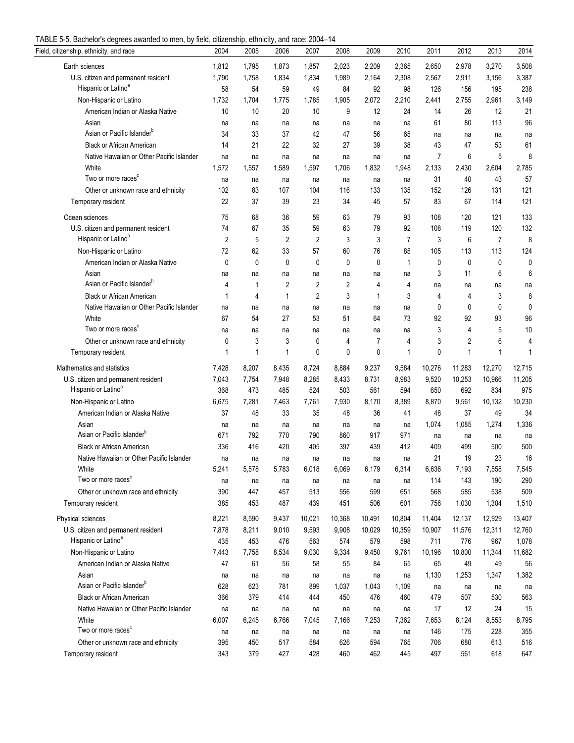TABLE 5-5. Bachelor's degrees awarded to men, by field, citizenship, ethnicity, and race: 2004–14

| Field, citizenship, ethnicity, and race | 2004 | 2005 | 2006 | 2007 | 2008 | 2009 | 2010 | 2011 | 2012 | 2013 | 2014 |
|---|---|---|---|---|---|---|---|---|---|---|---|
| Earth sciences | 1,812 | 1,795 | 1,873 | 1,857 | 2,023 | 2,209 | 2,365 | 2,650 | 2,978 | 3,270 | 3,508 |
| U.S. citizen and permanent resident | 1,790 | 1,758 | 1,834 | 1,834 | 1,989 | 2,164 | 2,308 | 2,567 | 2,911 | 3,156 | 3,387 |
| Hispanic or Latino[a] | 58 | 54 | 59 | 49 | 84 | 92 | 98 | 126 | 156 | 195 | 238 |
| Non-Hispanic or Latino | 1,732 | 1,704 | 1,775 | 1,785 | 1,905 | 2,072 | 2,210 | 2,441 | 2,755 | 2,961 | 3,149 |
| American Indian or Alaska Native | 10 | 10 | 20 | 10 | 9 | 12 | 24 | 14 | 26 | 12 | 21 |
| Asian | na | na | na | na | na | na | na | 61 | 80 | 113 | 96 |
| Asian or Pacific Islander[b] | 34 | 33 | 37 | 42 | 47 | 56 | 65 | na | na | na | na |
| Black or African American | 14 | 21 | 22 | 32 | 27 | 39 | 38 | 43 | 47 | 53 | 61 |
| Native Hawaiian or Other Pacific Islander | na | na | na | na | na | na | na | 7 | 6 | 5 | 8 |
| White | 1,572 | 1,557 | 1,589 | 1,597 | 1,706 | 1,832 | 1,948 | 2,133 | 2,430 | 2,604 | 2,785 |
| Two or more races[c] | na | na | na | na | na | na | na | 31 | 40 | 43 | 57 |
| Other or unknown race and ethnicity | 102 | 83 | 107 | 104 | 116 | 133 | 135 | 152 | 126 | 131 | 121 |
| Temporary resident | 22 | 37 | 39 | 23 | 34 | 45 | 57 | 83 | 67 | 114 | 121 |
| Ocean sciences | 75 | 68 | 36 | 59 | 63 | 79 | 93 | 108 | 120 | 121 | 133 |
| U.S. citizen and permanent resident | 74 | 67 | 35 | 59 | 63 | 79 | 92 | 108 | 119 | 120 | 132 |
| Hispanic or Latino[a] | 2 | 5 | 2 | 2 | 3 | 3 | 7 | 3 | 6 | 7 | 8 |
| Non-Hispanic or Latino | 72 | 62 | 33 | 57 | 60 | 76 | 85 | 105 | 113 | 113 | 124 |
| American Indian or Alaska Native | 0 | 0 | 0 | 0 | 0 | 0 | 1 | 0 | 0 | 0 | 0 |
| Asian | na | na | na | na | na | na | na | 3 | 11 | 6 | 6 |
| Asian or Pacific Islander[b] | 4 | 1 | 2 | 2 | 2 | 4 | 4 | na | na | na | na |
| Black or African American | 1 | 4 | 1 | 2 | 3 | 1 | 3 | 4 | 4 | 3 | 8 |
| Native Hawaiian or Other Pacific Islander | na | na | na | na | na | na | na | 0 | 0 | 0 | 0 |
| White | 67 | 54 | 27 | 53 | 51 | 64 | 73 | 92 | 92 | 93 | 96 |
| Two or more races[c] | na | na | na | na | na | na | na | 3 | 4 | 5 | 10 |
| Other or unknown race and ethnicity | 0 | 3 | 3 | 0 | 4 | 7 | 4 | 3 | 2 | 6 | 4 |
| Temporary resident | 1 | 1 | 1 | 0 | 0 | 0 | 1 | 0 | 1 | 1 | 1 |
| Mathematics and statistics | 7,428 | 8,207 | 8,435 | 8,724 | 8,884 | 9,237 | 9,584 | 10,276 | 11,283 | 12,270 | 12,715 |
| U.S. citizen and permanent resident | 7,043 | 7,754 | 7,948 | 8,285 | 8,433 | 8,731 | 8,983 | 9,520 | 10,253 | 10,966 | 11,205 |
| Hispanic or Latino[a] | 368 | 473 | 485 | 524 | 503 | 561 | 594 | 650 | 692 | 834 | 975 |
| Non-Hispanic or Latino | 6,675 | 7,281 | 7,463 | 7,761 | 7,930 | 8,170 | 8,389 | 8,870 | 9,561 | 10,132 | 10,230 |
| American Indian or Alaska Native | 37 | 48 | 33 | 35 | 48 | 36 | 41 | 48 | 37 | 49 | 34 |
| Asian | na | na | na | na | na | na | na | 1,074 | 1,085 | 1,274 | 1,336 |
| Asian or Pacific Islander[b] | 671 | 792 | 770 | 790 | 860 | 917 | 971 | na | na | na | na |
| Black or African American | 336 | 416 | 420 | 405 | 397 | 439 | 412 | 409 | 499 | 500 | 500 |
| Native Hawaiian or Other Pacific Islander | na | na | na | na | na | na | na | 21 | 19 | 23 | 16 |
| White | 5,241 | 5,578 | 5,783 | 6,018 | 6,069 | 6,179 | 6,314 | 6,636 | 7,193 | 7,558 | 7,545 |
| Two or more races[c] | na | na | na | na | na | na | na | 114 | 143 | 190 | 290 |
| Other or unknown race and ethnicity | 390 | 447 | 457 | 513 | 556 | 599 | 651 | 568 | 585 | 538 | 509 |
| Temporary resident | 385 | 453 | 487 | 439 | 451 | 506 | 601 | 756 | 1,030 | 1,304 | 1,510 |
| Physical sciences | 8,221 | 8,590 | 9,437 | 10,021 | 10,368 | 10,491 | 10,804 | 11,404 | 12,137 | 12,929 | 13,407 |
| U.S. citizen and permanent resident | 7,878 | 8,211 | 9,010 | 9,593 | 9,908 | 10,029 | 10,359 | 10,907 | 11,576 | 12,311 | 12,760 |
| Hispanic or Latino[a] | 435 | 453 | 476 | 563 | 574 | 579 | 598 | 711 | 776 | 967 | 1,078 |
| Non-Hispanic or Latino | 7,443 | 7,758 | 8,534 | 9,030 | 9,334 | 9,450 | 9,761 | 10,196 | 10,800 | 11,344 | 11,682 |
| American Indian or Alaska Native | 47 | 61 | 56 | 58 | 55 | 84 | 65 | 65 | 49 | 49 | 56 |
| Asian | na | na | na | na | na | na | na | 1,130 | 1,253 | 1,347 | 1,382 |
| Asian or Pacific Islander[b] | 628 | 623 | 781 | 899 | 1,037 | 1,043 | 1,109 | na | na | na | na |
| Black or African American | 366 | 379 | 414 | 444 | 450 | 476 | 460 | 479 | 507 | 530 | 563 |
| Native Hawaiian or Other Pacific Islander | na | na | na | na | na | na | na | 17 | 12 | 24 | 15 |
| White | 6,007 | 6,245 | 6,766 | 7,045 | 7,166 | 7,253 | 7,362 | 7,653 | 8,124 | 8,553 | 8,795 |
| Two or more races[c] | na | na | na | na | na | na | na | 146 | 175 | 228 | 355 |
| Other or unknown race and ethnicity | 395 | 450 | 517 | 584 | 626 | 594 | 765 | 706 | 680 | 613 | 516 |
| Temporary resident | 343 | 379 | 427 | 428 | 460 | 462 | 445 | 497 | 561 | 618 | 647 |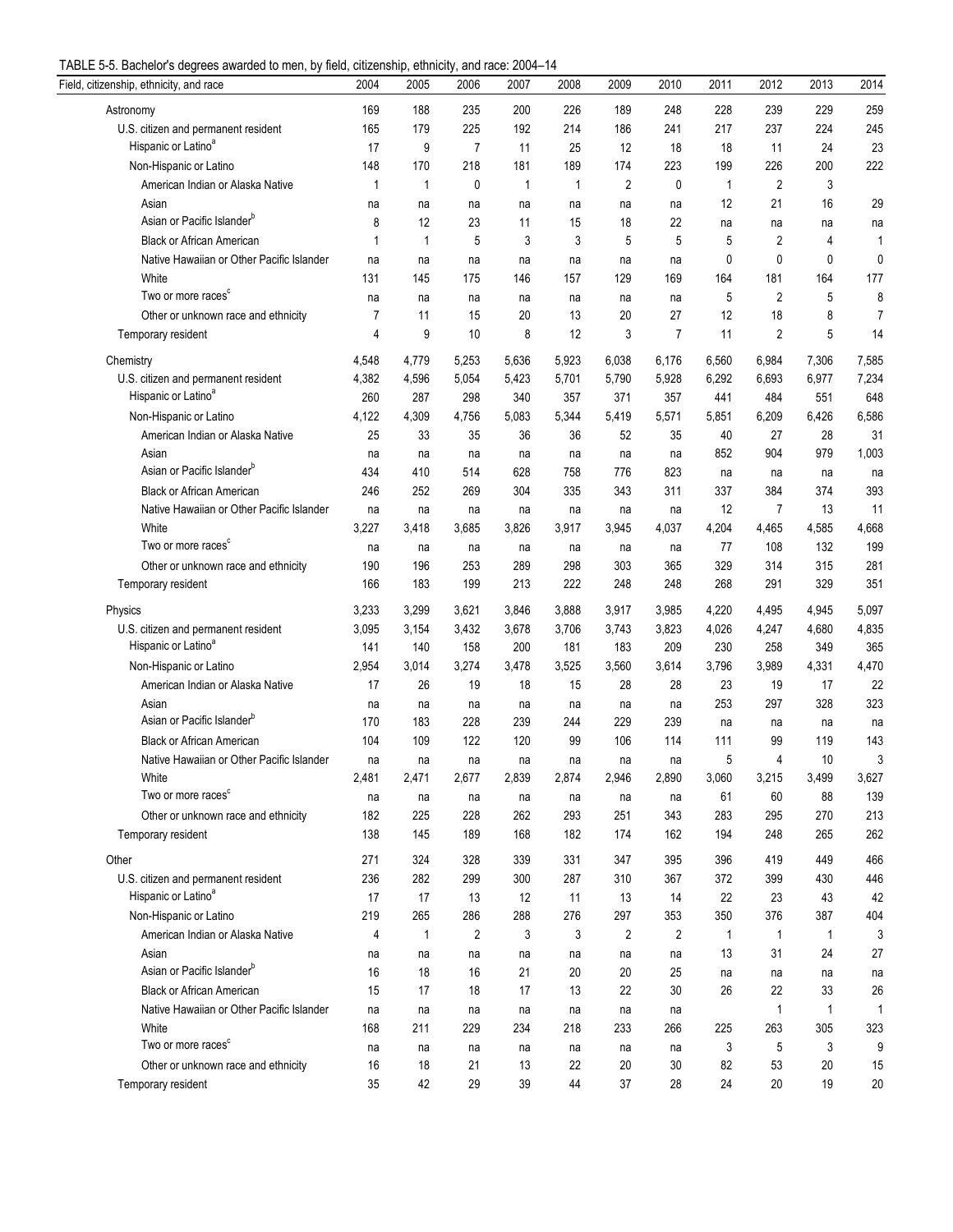TABLE 5-5. Bachelor's degrees awarded to men, by field, citizenship, ethnicity, and race: 2004–14

| Field, citizenship, ethnicity, and race | 2004 | 2005 | 2006 | 2007 | 2008 | 2009 | 2010 | 2011 | 2012 | 2013 | 2014 |
|---|---|---|---|---|---|---|---|---|---|---|---|
| Astronomy | 169 | 188 | 235 | 200 | 226 | 189 | 248 | 228 | 239 | 229 | 259 |
| U.S. citizen and permanent resident | 165 | 179 | 225 | 192 | 214 | 186 | 241 | 217 | 237 | 224 | 245 |
| Hispanic or Latino[a] | 17 | 9 | 7 | 11 | 25 | 12 | 18 | 18 | 11 | 24 | 23 |
| Non-Hispanic or Latino | 148 | 170 | 218 | 181 | 189 | 174 | 223 | 199 | 226 | 200 | 222 |
| American Indian or Alaska Native | 1 | 1 | 0 | 1 | 1 | 2 | 0 | 1 | 2 | 3 | |
| Asian | na | na | na | na | na | na | na | 12 | 21 | 16 | 29 |
| Asian or Pacific Islander[b] | 8 | 12 | 23 | 11 | 15 | 18 | 22 | na | na | na | na |
| Black or African American | 1 | 1 | 5 | 3 | 3 | 5 | 5 | 5 | 2 | 4 | 1 |
| Native Hawaiian or Other Pacific Islander | na | na | na | na | na | na | na | 0 | 0 | 0 | 0 |
| White | 131 | 145 | 175 | 146 | 157 | 129 | 169 | 164 | 181 | 164 | 177 |
| Two or more races[c] | na | na | na | na | na | na | na | 5 | 2 | 5 | 8 |
| Other or unknown race and ethnicity | 7 | 11 | 15 | 20 | 13 | 20 | 27 | 12 | 18 | 8 | 7 |
| Temporary resident | 4 | 9 | 10 | 8 | 12 | 3 | 7 | 11 | 2 | 5 | 14 |
| Chemistry | 4,548 | 4,779 | 5,253 | 5,636 | 5,923 | 6,038 | 6,176 | 6,560 | 6,984 | 7,306 | 7,585 |
| U.S. citizen and permanent resident | 4,382 | 4,596 | 5,054 | 5,423 | 5,701 | 5,790 | 5,928 | 6,292 | 6,693 | 6,977 | 7,234 |
| Hispanic or Latino[a] | 260 | 287 | 298 | 340 | 357 | 371 | 357 | 441 | 484 | 551 | 648 |
| Non-Hispanic or Latino | 4,122 | 4,309 | 4,756 | 5,083 | 5,344 | 5,419 | 5,571 | 5,851 | 6,209 | 6,426 | 6,586 |
| American Indian or Alaska Native | 25 | 33 | 35 | 36 | 36 | 52 | 35 | 40 | 27 | 28 | 31 |
| Asian | na | na | na | na | na | na | na | 852 | 904 | 979 | 1,003 |
| Asian or Pacific Islander[b] | 434 | 410 | 514 | 628 | 758 | 776 | 823 | na | na | na | na |
| Black or African American | 246 | 252 | 269 | 304 | 335 | 343 | 311 | 337 | 384 | 374 | 393 |
| Native Hawaiian or Other Pacific Islander | na | na | na | na | na | na | na | 12 | 7 | 13 | 11 |
| White | 3,227 | 3,418 | 3,685 | 3,826 | 3,917 | 3,945 | 4,037 | 4,204 | 4,465 | 4,585 | 4,668 |
| Two or more races[c] | na | na | na | na | na | na | na | 77 | 108 | 132 | 199 |
| Other or unknown race and ethnicity | 190 | 196 | 253 | 289 | 298 | 303 | 365 | 329 | 314 | 315 | 281 |
| Temporary resident | 166 | 183 | 199 | 213 | 222 | 248 | 248 | 268 | 291 | 329 | 351 |
| Physics | 3,233 | 3,299 | 3,621 | 3,846 | 3,888 | 3,917 | 3,985 | 4,220 | 4,495 | 4,945 | 5,097 |
| U.S. citizen and permanent resident | 3,095 | 3,154 | 3,432 | 3,678 | 3,706 | 3,743 | 3,823 | 4,026 | 4,247 | 4,680 | 4,835 |
| Hispanic or Latino[a] | 141 | 140 | 158 | 200 | 181 | 183 | 209 | 230 | 258 | 349 | 365 |
| Non-Hispanic or Latino | 2,954 | 3,014 | 3,274 | 3,478 | 3,525 | 3,560 | 3,614 | 3,796 | 3,989 | 4,331 | 4,470 |
| American Indian or Alaska Native | 17 | 26 | 19 | 18 | 15 | 28 | 28 | 23 | 19 | 17 | 22 |
| Asian | na | na | na | na | na | na | na | 253 | 297 | 328 | 323 |
| Asian or Pacific Islander[b] | 170 | 183 | 228 | 239 | 244 | 229 | 239 | na | na | na | na |
| Black or African American | 104 | 109 | 122 | 120 | 99 | 106 | 114 | 111 | 99 | 119 | 143 |
| Native Hawaiian or Other Pacific Islander | na | na | na | na | na | na | na | 5 | 4 | 10 | 3 |
| White | 2,481 | 2,471 | 2,677 | 2,839 | 2,874 | 2,946 | 2,890 | 3,060 | 3,215 | 3,499 | 3,627 |
| Two or more races[c] | na | na | na | na | na | na | na | 61 | 60 | 88 | 139 |
| Other or unknown race and ethnicity | 182 | 225 | 228 | 262 | 293 | 251 | 343 | 283 | 295 | 270 | 213 |
| Temporary resident | 138 | 145 | 189 | 168 | 182 | 174 | 162 | 194 | 248 | 265 | 262 |
| Other | 271 | 324 | 328 | 339 | 331 | 347 | 395 | 396 | 419 | 449 | 466 |
| U.S. citizen and permanent resident | 236 | 282 | 299 | 300 | 287 | 310 | 367 | 372 | 399 | 430 | 446 |
| Hispanic or Latino[a] | 17 | 17 | 13 | 12 | 11 | 13 | 14 | 22 | 23 | 43 | 42 |
| Non-Hispanic or Latino | 219 | 265 | 286 | 288 | 276 | 297 | 353 | 350 | 376 | 387 | 404 |
| American Indian or Alaska Native | 4 | 1 | 2 | 3 | 3 | 2 | 2 | 1 | 1 | 1 | 3 |
| Asian | na | na | na | na | na | na | na | 13 | 31 | 24 | 27 |
| Asian or Pacific Islander[b] | 16 | 18 | 16 | 21 | 20 | 20 | 25 | na | na | na | na |
| Black or African American | 15 | 17 | 18 | 17 | 13 | 22 | 30 | 26 | 22 | 33 | 26 |
| Native Hawaiian or Other Pacific Islander | na | na | na | na | na | na | na | | 1 | 1 | 1 |
| White | 168 | 211 | 229 | 234 | 218 | 233 | 266 | 225 | 263 | 305 | 323 |
| Two or more races[c] | na | na | na | na | na | na | na | 3 | 5 | 3 | 9 |
| Other or unknown race and ethnicity | 16 | 18 | 21 | 13 | 22 | 20 | 30 | 82 | 53 | 20 | 15 |
| Temporary resident | 35 | 42 | 29 | 39 | 44 | 37 | 28 | 24 | 20 | 19 | 20 |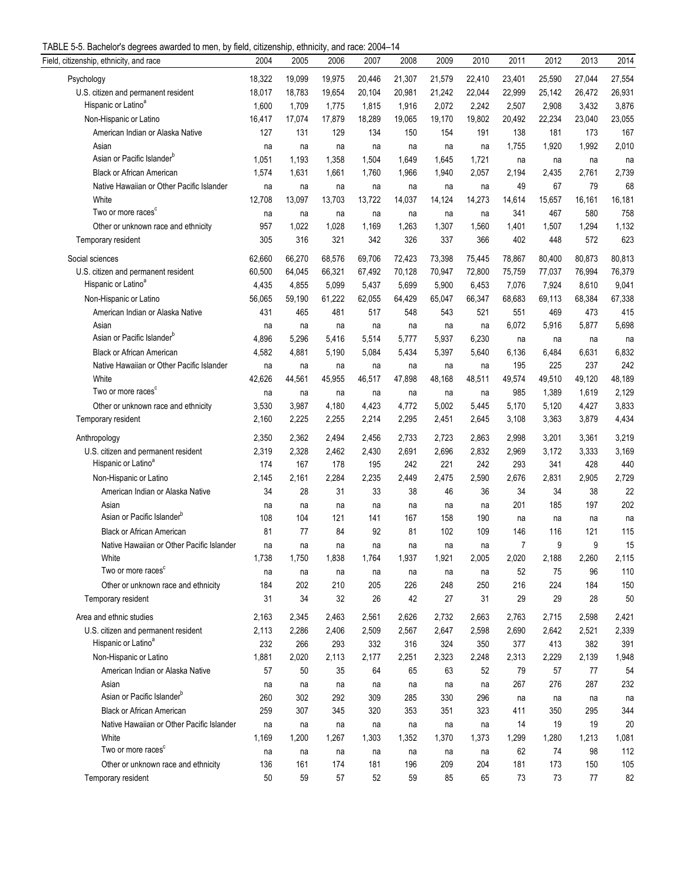TABLE 5-5. Bachelor's degrees awarded to men, by field, citizenship, ethnicity, and race: 2004–14

| Field, citizenship, ethnicity, and race | 2004 | 2005 | 2006 | 2007 | 2008 | 2009 | 2010 | 2011 | 2012 | 2013 | 2014 |
|---|---|---|---|---|---|---|---|---|---|---|---|
| Psychology | 18,322 | 19,099 | 19,975 | 20,446 | 21,307 | 21,579 | 22,410 | 23,401 | 25,590 | 27,044 | 27,554 |
| U.S. citizen and permanent resident | 18,017 | 18,783 | 19,654 | 20,104 | 20,981 | 21,242 | 22,044 | 22,999 | 25,142 | 26,472 | 26,931 |
| Hispanic or Latino[a] | 1,600 | 1,709 | 1,775 | 1,815 | 1,916 | 2,072 | 2,242 | 2,507 | 2,908 | 3,432 | 3,876 |
| Non-Hispanic or Latino | 16,417 | 17,074 | 17,879 | 18,289 | 19,065 | 19,170 | 19,802 | 20,492 | 22,234 | 23,040 | 23,055 |
| American Indian or Alaska Native | 127 | 131 | 129 | 134 | 150 | 154 | 191 | 138 | 181 | 173 | 167 |
| Asian | na | na | na | na | na | na | na | 1,755 | 1,920 | 1,992 | 2,010 |
| Asian or Pacific Islander[b] | 1,051 | 1,193 | 1,358 | 1,504 | 1,649 | 1,645 | 1,721 | na | na | na | na |
| Black or African American | 1,574 | 1,631 | 1,661 | 1,760 | 1,966 | 1,940 | 2,057 | 2,194 | 2,435 | 2,761 | 2,739 |
| Native Hawaiian or Other Pacific Islander | na | na | na | na | na | na | na | 49 | 67 | 79 | 68 |
| White | 12,708 | 13,097 | 13,703 | 13,722 | 14,037 | 14,124 | 14,273 | 14,614 | 15,657 | 16,161 | 16,181 |
| Two or more races[c] | na | na | na | na | na | na | na | 341 | 467 | 580 | 758 |
| Other or unknown race and ethnicity | 957 | 1,022 | 1,028 | 1,169 | 1,263 | 1,307 | 1,560 | 1,401 | 1,507 | 1,294 | 1,132 |
| Temporary resident | 305 | 316 | 321 | 342 | 326 | 337 | 366 | 402 | 448 | 572 | 623 |
| Social sciences | 62,660 | 66,270 | 68,576 | 69,706 | 72,423 | 73,398 | 75,445 | 78,867 | 80,400 | 80,873 | 80,813 |
| U.S. citizen and permanent resident | 60,500 | 64,045 | 66,321 | 67,492 | 70,128 | 70,947 | 72,800 | 75,759 | 77,037 | 76,994 | 76,379 |
| Hispanic or Latino[a] | 4,435 | 4,855 | 5,099 | 5,437 | 5,699 | 5,900 | 6,453 | 7,076 | 7,924 | 8,610 | 9,041 |
| Non-Hispanic or Latino | 56,065 | 59,190 | 61,222 | 62,055 | 64,429 | 65,047 | 66,347 | 68,683 | 69,113 | 68,384 | 67,338 |
| American Indian or Alaska Native | 431 | 465 | 481 | 517 | 548 | 543 | 521 | 551 | 469 | 473 | 415 |
| Asian | na | na | na | na | na | na | na | 6,072 | 5,916 | 5,877 | 5,698 |
| Asian or Pacific Islander[b] | 4,896 | 5,296 | 5,416 | 5,514 | 5,777 | 5,937 | 6,230 | na | na | na | na |
| Black or African American | 4,582 | 4,881 | 5,190 | 5,084 | 5,434 | 5,397 | 5,640 | 6,136 | 6,484 | 6,631 | 6,832 |
| Native Hawaiian or Other Pacific Islander | na | na | na | na | na | na | na | 195 | 225 | 237 | 242 |
| White | 42,626 | 44,561 | 45,955 | 46,517 | 47,898 | 48,168 | 48,511 | 49,574 | 49,510 | 49,120 | 48,189 |
| Two or more races[c] | na | na | na | na | na | na | na | 985 | 1,389 | 1,619 | 2,129 |
| Other or unknown race and ethnicity | 3,530 | 3,987 | 4,180 | 4,423 | 4,772 | 5,002 | 5,445 | 5,170 | 5,120 | 4,427 | 3,833 |
| Temporary resident | 2,160 | 2,225 | 2,255 | 2,214 | 2,295 | 2,451 | 2,645 | 3,108 | 3,363 | 3,879 | 4,434 |
| Anthropology | 2,350 | 2,362 | 2,494 | 2,456 | 2,733 | 2,723 | 2,863 | 2,998 | 3,201 | 3,361 | 3,219 |
| U.S. citizen and permanent resident | 2,319 | 2,328 | 2,462 | 2,430 | 2,691 | 2,696 | 2,832 | 2,969 | 3,172 | 3,333 | 3,169 |
| Hispanic or Latino[a] | 174 | 167 | 178 | 195 | 242 | 221 | 242 | 293 | 341 | 428 | 440 |
| Non-Hispanic or Latino | 2,145 | 2,161 | 2,284 | 2,235 | 2,449 | 2,475 | 2,590 | 2,676 | 2,831 | 2,905 | 2,729 |
| American Indian or Alaska Native | 34 | 28 | 31 | 33 | 38 | 46 | 36 | 34 | 34 | 38 | 22 |
| Asian | na | na | na | na | na | na | na | 201 | 185 | 197 | 202 |
| Asian or Pacific Islander[b] | 108 | 104 | 121 | 141 | 167 | 158 | 190 | na | na | na | na |
| Black or African American | 81 | 77 | 84 | 92 | 81 | 102 | 109 | 146 | 116 | 121 | 115 |
| Native Hawaiian or Other Pacific Islander | na | na | na | na | na | na | na | 7 | 9 | 9 | 15 |
| White | 1,738 | 1,750 | 1,838 | 1,764 | 1,937 | 1,921 | 2,005 | 2,020 | 2,188 | 2,260 | 2,115 |
| Two or more races[c] | na | na | na | na | na | na | na | 52 | 75 | 96 | 110 |
| Other or unknown race and ethnicity | 184 | 202 | 210 | 205 | 226 | 248 | 250 | 216 | 224 | 184 | 150 |
| Temporary resident | 31 | 34 | 32 | 26 | 42 | 27 | 31 | 29 | 29 | 28 | 50 |
| Area and ethnic studies | 2,163 | 2,345 | 2,463 | 2,561 | 2,626 | 2,732 | 2,663 | 2,763 | 2,715 | 2,598 | 2,421 |
| U.S. citizen and permanent resident | 2,113 | 2,286 | 2,406 | 2,509 | 2,567 | 2,647 | 2,598 | 2,690 | 2,642 | 2,521 | 2,339 |
| Hispanic or Latino[a] | 232 | 266 | 293 | 332 | 316 | 324 | 350 | 377 | 413 | 382 | 391 |
| Non-Hispanic or Latino | 1,881 | 2,020 | 2,113 | 2,177 | 2,251 | 2,323 | 2,248 | 2,313 | 2,229 | 2,139 | 1,948 |
| American Indian or Alaska Native | 57 | 50 | 35 | 64 | 65 | 63 | 52 | 79 | 57 | 77 | 54 |
| Asian | na | na | na | na | na | na | na | 267 | 276 | 287 | 232 |
| Asian or Pacific Islander[b] | 260 | 302 | 292 | 309 | 285 | 330 | 296 | na | na | na | na |
| Black or African American | 259 | 307 | 345 | 320 | 353 | 351 | 323 | 411 | 350 | 295 | 344 |
| Native Hawaiian or Other Pacific Islander | na | na | na | na | na | na | na | 14 | 19 | 19 | 20 |
| White | 1,169 | 1,200 | 1,267 | 1,303 | 1,352 | 1,370 | 1,373 | 1,299 | 1,280 | 1,213 | 1,081 |
| Two or more races[c] | na | na | na | na | na | na | na | 62 | 74 | 98 | 112 |
| Other or unknown race and ethnicity | 136 | 161 | 174 | 181 | 196 | 209 | 204 | 181 | 173 | 150 | 105 |
| Temporary resident | 50 | 59 | 57 | 52 | 59 | 85 | 65 | 73 | 73 | 77 | 82 |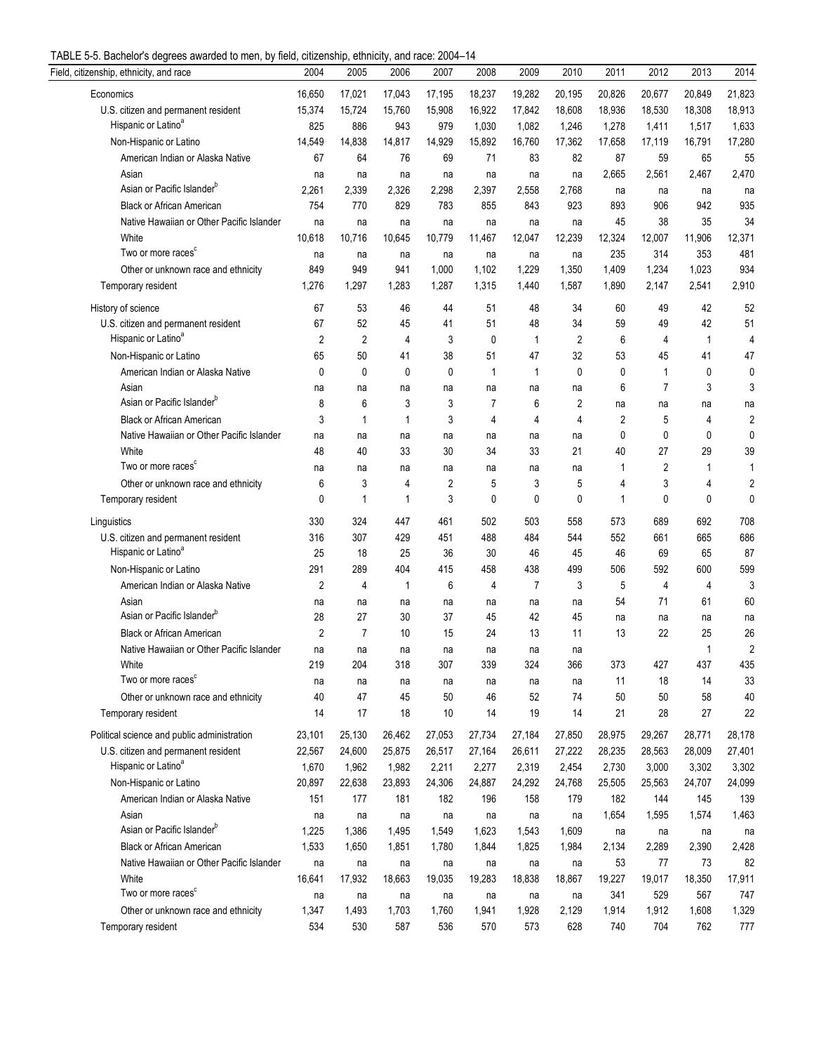TABLE 5-5. Bachelor's degrees awarded to men, by field, citizenship, ethnicity, and race: 2004–14

| Field, citizenship, ethnicity, and race | 2004 | 2005 | 2006 | 2007 | 2008 | 2009 | 2010 | 2011 | 2012 | 2013 | 2014 |
|---|---|---|---|---|---|---|---|---|---|---|---|
| Economics | 16,650 | 17,021 | 17,043 | 17,195 | 18,237 | 19,282 | 20,195 | 20,826 | 20,677 | 20,849 | 21,823 |
| U.S. citizen and permanent resident | 15,374 | 15,724 | 15,760 | 15,908 | 16,922 | 17,842 | 18,608 | 18,936 | 18,530 | 18,308 | 18,913 |
| Hispanic or Latino[a] | 825 | 886 | 943 | 979 | 1,030 | 1,082 | 1,246 | 1,278 | 1,411 | 1,517 | 1,633 |
| Non-Hispanic or Latino | 14,549 | 14,838 | 14,817 | 14,929 | 15,892 | 16,760 | 17,362 | 17,658 | 17,119 | 16,791 | 17,280 |
| American Indian or Alaska Native | 67 | 64 | 76 | 69 | 71 | 83 | 82 | 87 | 59 | 65 | 55 |
| Asian | na | na | na | na | na | na | na | 2,665 | 2,561 | 2,467 | 2,470 |
| Asian or Pacific Islander[b] | 2,261 | 2,339 | 2,326 | 2,298 | 2,397 | 2,558 | 2,768 | na | na | na | na |
| Black or African American | 754 | 770 | 829 | 783 | 855 | 843 | 923 | 893 | 906 | 942 | 935 |
| Native Hawaiian or Other Pacific Islander | na | na | na | na | na | na | na | 45 | 38 | 35 | 34 |
| White | 10,618 | 10,716 | 10,645 | 10,779 | 11,467 | 12,047 | 12,239 | 12,324 | 12,007 | 11,906 | 12,371 |
| Two or more races[c] | na | na | na | na | na | na | na | 235 | 314 | 353 | 481 |
| Other or unknown race and ethnicity | 849 | 949 | 941 | 1,000 | 1,102 | 1,229 | 1,350 | 1,409 | 1,234 | 1,023 | 934 |
| Temporary resident | 1,276 | 1,297 | 1,283 | 1,287 | 1,315 | 1,440 | 1,587 | 1,890 | 2,147 | 2,541 | 2,910 |
| History of science | 67 | 53 | 46 | 44 | 51 | 48 | 34 | 60 | 49 | 42 | 52 |
| U.S. citizen and permanent resident | 67 | 52 | 45 | 41 | 51 | 48 | 34 | 59 | 49 | 42 | 51 |
| Hispanic or Latino[a] | 2 | 2 | 4 | 3 | 0 | 1 | 2 | 6 | 4 | 1 | 4 |
| Non-Hispanic or Latino | 65 | 50 | 41 | 38 | 51 | 47 | 32 | 53 | 45 | 41 | 47 |
| American Indian or Alaska Native | 0 | 0 | 0 | 0 | 1 | 1 | 0 | 0 | 1 | 0 | 0 |
| Asian | na | na | na | na | na | na | na | 6 | 7 | 3 | 3 |
| Asian or Pacific Islander[b] | 8 | 6 | 3 | 3 | 7 | 6 | 2 | na | na | na | na |
| Black or African American | 3 | 1 | 1 | 3 | 4 | 4 | 4 | 2 | 5 | 4 | 2 |
| Native Hawaiian or Other Pacific Islander | na | na | na | na | na | na | na | 0 | 0 | 0 | 0 |
| White | 48 | 40 | 33 | 30 | 34 | 33 | 21 | 40 | 27 | 29 | 39 |
| Two or more races[c] | na | na | na | na | na | na | na | 1 | 2 | 1 | 1 |
| Other or unknown race and ethnicity | 6 | 3 | 4 | 2 | 5 | 3 | 5 | 4 | 3 | 4 | 2 |
| Temporary resident | 0 | 1 | 1 | 3 | 0 | 0 | 0 | 1 | 0 | 0 | 0 |
| Linguistics | 330 | 324 | 447 | 461 | 502 | 503 | 558 | 573 | 689 | 692 | 708 |
| U.S. citizen and permanent resident | 316 | 307 | 429 | 451 | 488 | 484 | 544 | 552 | 661 | 665 | 686 |
| Hispanic or Latino[a] | 25 | 18 | 25 | 36 | 30 | 46 | 45 | 46 | 69 | 65 | 87 |
| Non-Hispanic or Latino | 291 | 289 | 404 | 415 | 458 | 438 | 499 | 506 | 592 | 600 | 599 |
| American Indian or Alaska Native | 2 | 4 | 1 | 6 | 4 | 7 | 3 | 5 | 4 | 4 | 3 |
| Asian | na | na | na | na | na | na | na | 54 | 71 | 61 | 60 |
| Asian or Pacific Islander[b] | 28 | 27 | 30 | 37 | 45 | 42 | 45 | na | na | na | na |
| Black or African American | 2 | 7 | 10 | 15 | 24 | 13 | 11 | 13 | 22 | 25 | 26 |
| Native Hawaiian or Other Pacific Islander | na | na | na | na | na | na | na | | | 1 | 2 |
| White | 219 | 204 | 318 | 307 | 339 | 324 | 366 | 373 | 427 | 437 | 435 |
| Two or more races[c] | na | na | na | na | na | na | na | 11 | 18 | 14 | 33 |
| Other or unknown race and ethnicity | 40 | 47 | 45 | 50 | 46 | 52 | 74 | 50 | 50 | 58 | 40 |
| Temporary resident | 14 | 17 | 18 | 10 | 14 | 19 | 14 | 21 | 28 | 27 | 22 |
| Political science and public administration | 23,101 | 25,130 | 26,462 | 27,053 | 27,734 | 27,184 | 27,850 | 28,975 | 29,267 | 28,771 | 28,178 |
| U.S. citizen and permanent resident | 22,567 | 24,600 | 25,875 | 26,517 | 27,164 | 26,611 | 27,222 | 28,235 | 28,563 | 28,009 | 27,401 |
| Hispanic or Latino[a] | 1,670 | 1,962 | 1,982 | 2,211 | 2,277 | 2,319 | 2,454 | 2,730 | 3,000 | 3,302 | 3,302 |
| Non-Hispanic or Latino | 20,897 | 22,638 | 23,893 | 24,306 | 24,887 | 24,292 | 24,768 | 25,505 | 25,563 | 24,707 | 24,099 |
| American Indian or Alaska Native | 151 | 177 | 181 | 182 | 196 | 158 | 179 | 182 | 144 | 145 | 139 |
| Asian | na | na | na | na | na | na | na | 1,654 | 1,595 | 1,574 | 1,463 |
| Asian or Pacific Islander[b] | 1,225 | 1,386 | 1,495 | 1,549 | 1,623 | 1,543 | 1,609 | na | na | na | na |
| Black or African American | 1,533 | 1,650 | 1,851 | 1,780 | 1,844 | 1,825 | 1,984 | 2,134 | 2,289 | 2,390 | 2,428 |
| Native Hawaiian or Other Pacific Islander | na | na | na | na | na | na | na | 53 | 77 | 73 | 82 |
| White | 16,641 | 17,932 | 18,663 | 19,035 | 19,283 | 18,838 | 18,867 | 19,227 | 19,017 | 18,350 | 17,911 |
| Two or more races[c] | na | na | na | na | na | na | na | 341 | 529 | 567 | 747 |
| Other or unknown race and ethnicity | 1,347 | 1,493 | 1,703 | 1,760 | 1,941 | 1,928 | 2,129 | 1,914 | 1,912 | 1,608 | 1,329 |
| Temporary resident | 534 | 530 | 587 | 536 | 570 | 573 | 628 | 740 | 704 | 762 | 777 |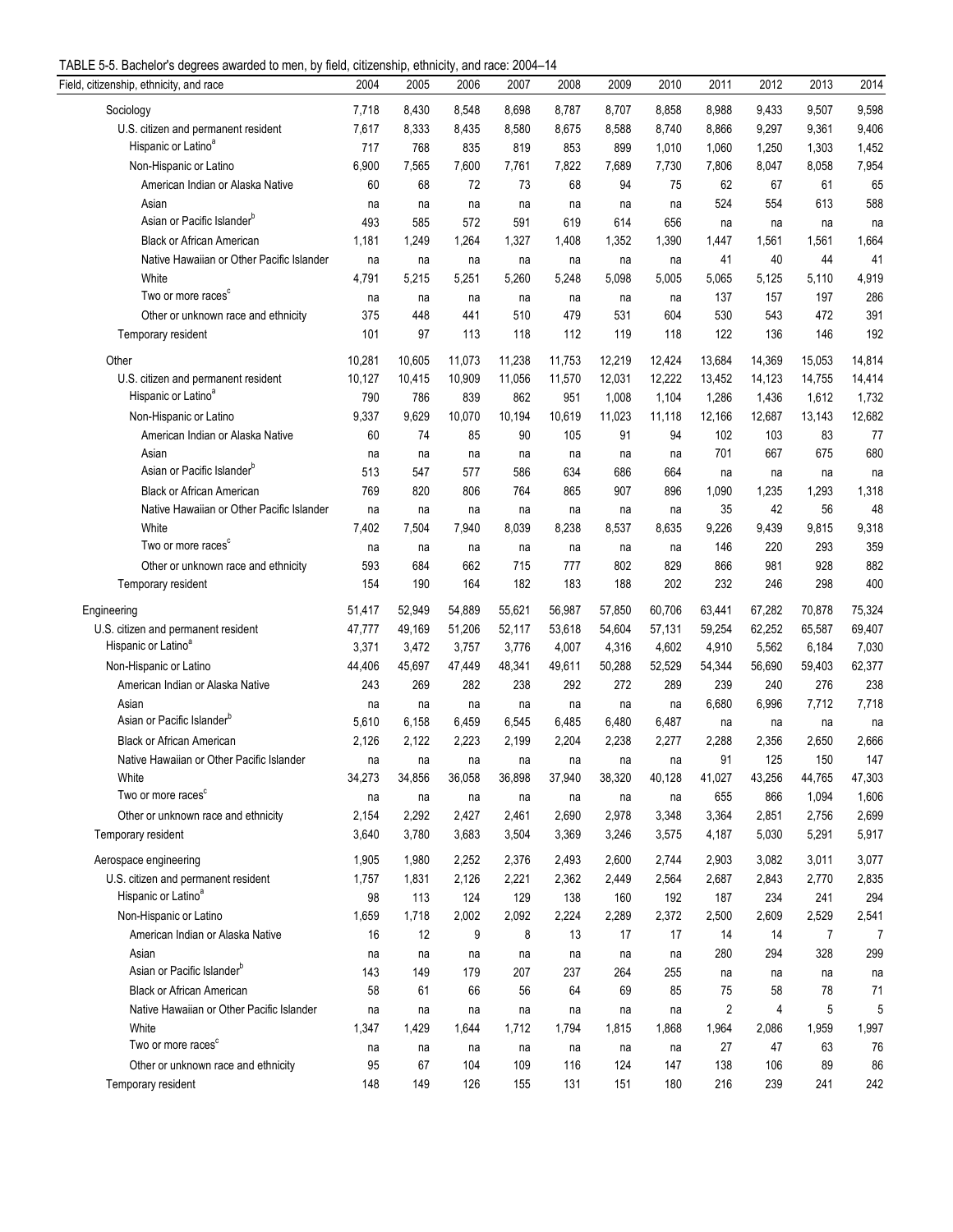TABLE 5-5. Bachelor's degrees awarded to men, by field, citizenship, ethnicity, and race: 2004–14

| Field, citizenship, ethnicity, and race | 2004 | 2005 | 2006 | 2007 | 2008 | 2009 | 2010 | 2011 | 2012 | 2013 | 2014 |
|---|---|---|---|---|---|---|---|---|---|---|---|
| Sociology | 7,718 | 8,430 | 8,548 | 8,698 | 8,787 | 8,707 | 8,858 | 8,988 | 9,433 | 9,507 | 9,598 |
| U.S. citizen and permanent resident | 7,617 | 8,333 | 8,435 | 8,580 | 8,675 | 8,588 | 8,740 | 8,866 | 9,297 | 9,361 | 9,406 |
| Hispanic or Latino[a] | 717 | 768 | 835 | 819 | 853 | 899 | 1,010 | 1,060 | 1,250 | 1,303 | 1,452 |
| Non-Hispanic or Latino | 6,900 | 7,565 | 7,600 | 7,761 | 7,822 | 7,689 | 7,730 | 7,806 | 8,047 | 8,058 | 7,954 |
| American Indian or Alaska Native | 60 | 68 | 72 | 73 | 68 | 94 | 75 | 62 | 67 | 61 | 65 |
| Asian | na | na | na | na | na | na | na | 524 | 554 | 613 | 588 |
| Asian or Pacific Islander[b] | 493 | 585 | 572 | 591 | 619 | 614 | 656 | na | na | na | na |
| Black or African American | 1,181 | 1,249 | 1,264 | 1,327 | 1,408 | 1,352 | 1,390 | 1,447 | 1,561 | 1,561 | 1,664 |
| Native Hawaiian or Other Pacific Islander | na | na | na | na | na | na | na | 41 | 40 | 44 | 41 |
| White | 4,791 | 5,215 | 5,251 | 5,260 | 5,248 | 5,098 | 5,005 | 5,065 | 5,125 | 5,110 | 4,919 |
| Two or more races[c] | na | na | na | na | na | na | na | 137 | 157 | 197 | 286 |
| Other or unknown race and ethnicity | 375 | 448 | 441 | 510 | 479 | 531 | 604 | 530 | 543 | 472 | 391 |
| Temporary resident | 101 | 97 | 113 | 118 | 112 | 119 | 118 | 122 | 136 | 146 | 192 |
| Other | 10,281 | 10,605 | 11,073 | 11,238 | 11,753 | 12,219 | 12,424 | 13,684 | 14,369 | 15,053 | 14,814 |
| U.S. citizen and permanent resident | 10,127 | 10,415 | 10,909 | 11,056 | 11,570 | 12,031 | 12,222 | 13,452 | 14,123 | 14,755 | 14,414 |
| Hispanic or Latino[a] | 790 | 786 | 839 | 862 | 951 | 1,008 | 1,104 | 1,286 | 1,436 | 1,612 | 1,732 |
| Non-Hispanic or Latino | 9,337 | 9,629 | 10,070 | 10,194 | 10,619 | 11,023 | 11,118 | 12,166 | 12,687 | 13,143 | 12,682 |
| American Indian or Alaska Native | 60 | 74 | 85 | 90 | 105 | 91 | 94 | 102 | 103 | 83 | 77 |
| Asian | na | na | na | na | na | na | na | 701 | 667 | 675 | 680 |
| Asian or Pacific Islander[b] | 513 | 547 | 577 | 586 | 634 | 686 | 664 | na | na | na | na |
| Black or African American | 769 | 820 | 806 | 764 | 865 | 907 | 896 | 1,090 | 1,235 | 1,293 | 1,318 |
| Native Hawaiian or Other Pacific Islander | na | na | na | na | na | na | na | 35 | 42 | 56 | 48 |
| White | 7,402 | 7,504 | 7,940 | 8,039 | 8,238 | 8,537 | 8,635 | 9,226 | 9,439 | 9,815 | 9,318 |
| Two or more races[c] | na | na | na | na | na | na | na | 146 | 220 | 293 | 359 |
| Other or unknown race and ethnicity | 593 | 684 | 662 | 715 | 777 | 802 | 829 | 866 | 981 | 928 | 882 |
| Temporary resident | 154 | 190 | 164 | 182 | 183 | 188 | 202 | 232 | 246 | 298 | 400 |
| Engineering | 51,417 | 52,949 | 54,889 | 55,621 | 56,987 | 57,850 | 60,706 | 63,441 | 67,282 | 70,878 | 75,324 |
| U.S. citizen and permanent resident | 47,777 | 49,169 | 51,206 | 52,117 | 53,618 | 54,604 | 57,131 | 59,254 | 62,252 | 65,587 | 69,407 |
| Hispanic or Latino[a] | 3,371 | 3,472 | 3,757 | 3,776 | 4,007 | 4,316 | 4,602 | 4,910 | 5,562 | 6,184 | 7,030 |
| Non-Hispanic or Latino | 44,406 | 45,697 | 47,449 | 48,341 | 49,611 | 50,288 | 52,529 | 54,344 | 56,690 | 59,403 | 62,377 |
| American Indian or Alaska Native | 243 | 269 | 282 | 238 | 292 | 272 | 289 | 239 | 240 | 276 | 238 |
| Asian | na | na | na | na | na | na | na | 6,680 | 6,996 | 7,712 | 7,718 |
| Asian or Pacific Islander[b] | 5,610 | 6,158 | 6,459 | 6,545 | 6,485 | 6,480 | 6,487 | na | na | na | na |
| Black or African American | 2,126 | 2,122 | 2,223 | 2,199 | 2,204 | 2,238 | 2,277 | 2,288 | 2,356 | 2,650 | 2,666 |
| Native Hawaiian or Other Pacific Islander | na | na | na | na | na | na | na | 91 | 125 | 150 | 147 |
| White | 34,273 | 34,856 | 36,058 | 36,898 | 37,940 | 38,320 | 40,128 | 41,027 | 43,256 | 44,765 | 47,303 |
| Two or more races[c] | na | na | na | na | na | na | na | 655 | 866 | 1,094 | 1,606 |
| Other or unknown race and ethnicity | 2,154 | 2,292 | 2,427 | 2,461 | 2,690 | 2,978 | 3,348 | 3,364 | 2,851 | 2,756 | 2,699 |
| Temporary resident | 3,640 | 3,780 | 3,683 | 3,504 | 3,369 | 3,246 | 3,575 | 4,187 | 5,030 | 5,291 | 5,917 |
| Aerospace engineering | 1,905 | 1,980 | 2,252 | 2,376 | 2,493 | 2,600 | 2,744 | 2,903 | 3,082 | 3,011 | 3,077 |
| U.S. citizen and permanent resident | 1,757 | 1,831 | 2,126 | 2,221 | 2,362 | 2,449 | 2,564 | 2,687 | 2,843 | 2,770 | 2,835 |
| Hispanic or Latino[a] | 98 | 113 | 124 | 129 | 138 | 160 | 192 | 187 | 234 | 241 | 294 |
| Non-Hispanic or Latino | 1,659 | 1,718 | 2,002 | 2,092 | 2,224 | 2,289 | 2,372 | 2,500 | 2,609 | 2,529 | 2,541 |
| American Indian or Alaska Native | 16 | 12 | 9 | 8 | 13 | 17 | 17 | 14 | 14 | 7 | 7 |
| Asian | na | na | na | na | na | na | na | 280 | 294 | 328 | 299 |
| Asian or Pacific Islander[b] | 143 | 149 | 179 | 207 | 237 | 264 | 255 | na | na | na | na |
| Black or African American | 58 | 61 | 66 | 56 | 64 | 69 | 85 | 75 | 58 | 78 | 71 |
| Native Hawaiian or Other Pacific Islander | na | na | na | na | na | na | na | 2 | 4 | 5 | 5 |
| White | 1,347 | 1,429 | 1,644 | 1,712 | 1,794 | 1,815 | 1,868 | 1,964 | 2,086 | 1,959 | 1,997 |
| Two or more races[c] | na | na | na | na | na | na | na | 27 | 47 | 63 | 76 |
| Other or unknown race and ethnicity | 95 | 67 | 104 | 109 | 116 | 124 | 147 | 138 | 106 | 89 | 86 |
| Temporary resident | 148 | 149 | 126 | 155 | 131 | 151 | 180 | 216 | 239 | 241 | 242 |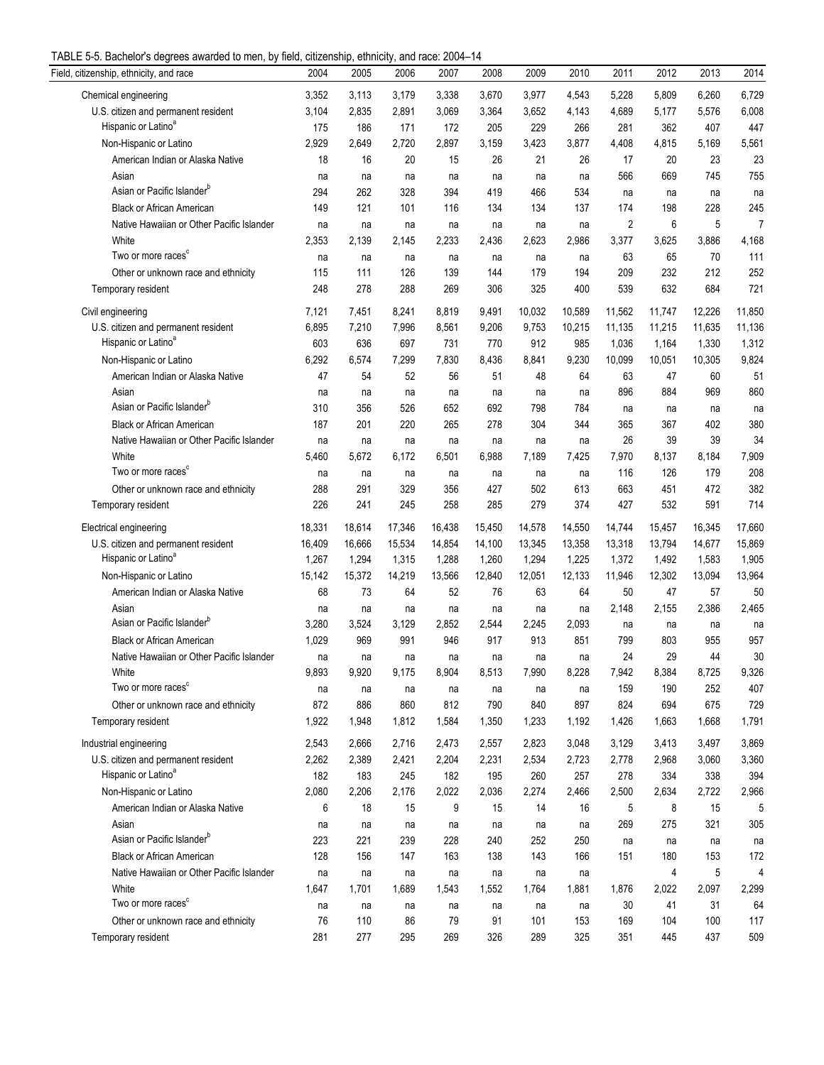TABLE 5-5. Bachelor's degrees awarded to men, by field, citizenship, ethnicity, and race: 2004–14

| Field, citizenship, ethnicity, and race | 2004 | 2005 | 2006 | 2007 | 2008 | 2009 | 2010 | 2011 | 2012 | 2013 | 2014 |
|---|---|---|---|---|---|---|---|---|---|---|---|
| Chemical engineering | 3,352 | 3,113 | 3,179 | 3,338 | 3,670 | 3,977 | 4,543 | 5,228 | 5,809 | 6,260 | 6,729 |
| U.S. citizen and permanent resident | 3,104 | 2,835 | 2,891 | 3,069 | 3,364 | 3,652 | 4,143 | 4,689 | 5,177 | 5,576 | 6,008 |
| Hispanic or Latino[a] | 175 | 186 | 171 | 172 | 205 | 229 | 266 | 281 | 362 | 407 | 447 |
| Non-Hispanic or Latino | 2,929 | 2,649 | 2,720 | 2,897 | 3,159 | 3,423 | 3,877 | 4,408 | 4,815 | 5,169 | 5,561 |
| American Indian or Alaska Native | 18 | 16 | 20 | 15 | 26 | 21 | 26 | 17 | 20 | 23 | 23 |
| Asian | na | na | na | na | na | na | na | 566 | 669 | 745 | 755 |
| Asian or Pacific Islander[b] | 294 | 262 | 328 | 394 | 419 | 466 | 534 | na | na | na | na |
| Black or African American | 149 | 121 | 101 | 116 | 134 | 134 | 137 | 174 | 198 | 228 | 245 |
| Native Hawaiian or Other Pacific Islander | na | na | na | na | na | na | na | 2 | 6 | 5 | 7 |
| White | 2,353 | 2,139 | 2,145 | 2,233 | 2,436 | 2,623 | 2,986 | 3,377 | 3,625 | 3,886 | 4,168 |
| Two or more races[c] | na | na | na | na | na | na | na | 63 | 65 | 70 | 111 |
| Other or unknown race and ethnicity | 115 | 111 | 126 | 139 | 144 | 179 | 194 | 209 | 232 | 212 | 252 |
| Temporary resident | 248 | 278 | 288 | 269 | 306 | 325 | 400 | 539 | 632 | 684 | 721 |
| Civil engineering | 7,121 | 7,451 | 8,241 | 8,819 | 9,491 | 10,032 | 10,589 | 11,562 | 11,747 | 12,226 | 11,850 |
| U.S. citizen and permanent resident | 6,895 | 7,210 | 7,996 | 8,561 | 9,206 | 9,753 | 10,215 | 11,135 | 11,215 | 11,635 | 11,136 |
| Hispanic or Latino[a] | 603 | 636 | 697 | 731 | 770 | 912 | 985 | 1,036 | 1,164 | 1,330 | 1,312 |
| Non-Hispanic or Latino | 6,292 | 6,574 | 7,299 | 7,830 | 8,436 | 8,841 | 9,230 | 10,099 | 10,051 | 10,305 | 9,824 |
| American Indian or Alaska Native | 47 | 54 | 52 | 56 | 51 | 48 | 64 | 63 | 47 | 60 | 51 |
| Asian | na | na | na | na | na | na | na | 896 | 884 | 969 | 860 |
| Asian or Pacific Islander[b] | 310 | 356 | 526 | 652 | 692 | 798 | 784 | na | na | na | na |
| Black or African American | 187 | 201 | 220 | 265 | 278 | 304 | 344 | 365 | 367 | 402 | 380 |
| Native Hawaiian or Other Pacific Islander | na | na | na | na | na | na | na | 26 | 39 | 39 | 34 |
| White | 5,460 | 5,672 | 6,172 | 6,501 | 6,988 | 7,189 | 7,425 | 7,970 | 8,137 | 8,184 | 7,909 |
| Two or more races[c] | na | na | na | na | na | na | na | 116 | 126 | 179 | 208 |
| Other or unknown race and ethnicity | 288 | 291 | 329 | 356 | 427 | 502 | 613 | 663 | 451 | 472 | 382 |
| Temporary resident | 226 | 241 | 245 | 258 | 285 | 279 | 374 | 427 | 532 | 591 | 714 |
| Electrical engineering | 18,331 | 18,614 | 17,346 | 16,438 | 15,450 | 14,578 | 14,550 | 14,744 | 15,457 | 16,345 | 17,660 |
| U.S. citizen and permanent resident | 16,409 | 16,666 | 15,534 | 14,854 | 14,100 | 13,345 | 13,358 | 13,318 | 13,794 | 14,677 | 15,869 |
| Hispanic or Latino[a] | 1,267 | 1,294 | 1,315 | 1,288 | 1,260 | 1,294 | 1,225 | 1,372 | 1,492 | 1,583 | 1,905 |
| Non-Hispanic or Latino | 15,142 | 15,372 | 14,219 | 13,566 | 12,840 | 12,051 | 12,133 | 11,946 | 12,302 | 13,094 | 13,964 |
| American Indian or Alaska Native | 68 | 73 | 64 | 52 | 76 | 63 | 64 | 50 | 47 | 57 | 50 |
| Asian | na | na | na | na | na | na | na | 2,148 | 2,155 | 2,386 | 2,465 |
| Asian or Pacific Islander[b] | 3,280 | 3,524 | 3,129 | 2,852 | 2,544 | 2,245 | 2,093 | na | na | na | na |
| Black or African American | 1,029 | 969 | 991 | 946 | 917 | 913 | 851 | 799 | 803 | 955 | 957 |
| Native Hawaiian or Other Pacific Islander | na | na | na | na | na | na | na | 24 | 29 | 44 | 30 |
| White | 9,893 | 9,920 | 9,175 | 8,904 | 8,513 | 7,990 | 8,228 | 7,942 | 8,384 | 8,725 | 9,326 |
| Two or more races[c] | na | na | na | na | na | na | na | 159 | 190 | 252 | 407 |
| Other or unknown race and ethnicity | 872 | 886 | 860 | 812 | 790 | 840 | 897 | 824 | 694 | 675 | 729 |
| Temporary resident | 1,922 | 1,948 | 1,812 | 1,584 | 1,350 | 1,233 | 1,192 | 1,426 | 1,663 | 1,668 | 1,791 |
| Industrial engineering | 2,543 | 2,666 | 2,716 | 2,473 | 2,557 | 2,823 | 3,048 | 3,129 | 3,413 | 3,497 | 3,869 |
| U.S. citizen and permanent resident | 2,262 | 2,389 | 2,421 | 2,204 | 2,231 | 2,534 | 2,723 | 2,778 | 2,968 | 3,060 | 3,360 |
| Hispanic or Latino[a] | 182 | 183 | 245 | 182 | 195 | 260 | 257 | 278 | 334 | 338 | 394 |
| Non-Hispanic or Latino | 2,080 | 2,206 | 2,176 | 2,022 | 2,036 | 2,274 | 2,466 | 2,500 | 2,634 | 2,722 | 2,966 |
| American Indian or Alaska Native | 6 | 18 | 15 | 9 | 15 | 14 | 16 | 5 | 8 | 15 | 5 |
| Asian | na | na | na | na | na | na | na | 269 | 275 | 321 | 305 |
| Asian or Pacific Islander[b] | 223 | 221 | 239 | 228 | 240 | 252 | 250 | na | na | na | na |
| Black or African American | 128 | 156 | 147 | 163 | 138 | 143 | 166 | 151 | 180 | 153 | 172 |
| Native Hawaiian or Other Pacific Islander | na | na | na | na | na | na | na | | 4 | 5 | 4 |
| White | 1,647 | 1,701 | 1,689 | 1,543 | 1,552 | 1,764 | 1,881 | 1,876 | 2,022 | 2,097 | 2,299 |
| Two or more races[c] | na | na | na | na | na | na | na | 30 | 41 | 31 | 64 |
| Other or unknown race and ethnicity | 76 | 110 | 86 | 79 | 91 | 101 | 153 | 169 | 104 | 100 | 117 |
| Temporary resident | 281 | 277 | 295 | 269 | 326 | 289 | 325 | 351 | 445 | 437 | 509 |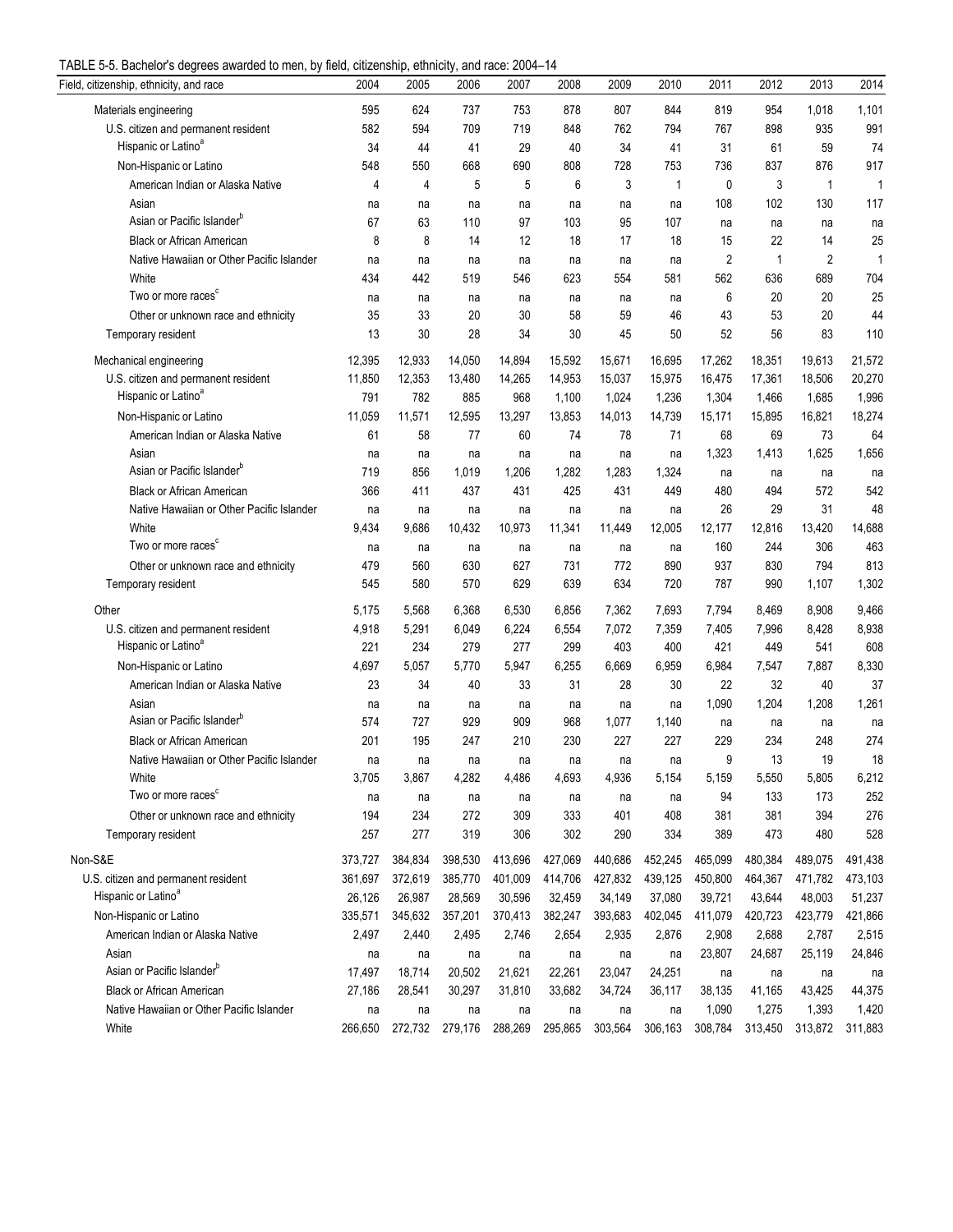TABLE 5-5. Bachelor's degrees awarded to men, by field, citizenship, ethnicity, and race: 2004–14

| Field, citizenship, ethnicity, and race | 2004 | 2005 | 2006 | 2007 | 2008 | 2009 | 2010 | 2011 | 2012 | 2013 | 2014 |
|---|---|---|---|---|---|---|---|---|---|---|---|
| Materials engineering | 595 | 624 | 737 | 753 | 878 | 807 | 844 | 819 | 954 | 1,018 | 1,101 |
| U.S. citizen and permanent resident | 582 | 594 | 709 | 719 | 848 | 762 | 794 | 767 | 898 | 935 | 991 |
| Hispanic or Latino[a] | 34 | 44 | 41 | 29 | 40 | 34 | 41 | 31 | 61 | 59 | 74 |
| Non-Hispanic or Latino | 548 | 550 | 668 | 690 | 808 | 728 | 753 | 736 | 837 | 876 | 917 |
| American Indian or Alaska Native | 4 | 4 | 5 | 5 | 6 | 3 | 1 | 0 | 3 | 1 | 1 |
| Asian | na | na | na | na | na | na | na | 108 | 102 | 130 | 117 |
| Asian or Pacific Islander[b] | 67 | 63 | 110 | 97 | 103 | 95 | 107 | na | na | na | na |
| Black or African American | 8 | 8 | 14 | 12 | 18 | 17 | 18 | 15 | 22 | 14 | 25 |
| Native Hawaiian or Other Pacific Islander | na | na | na | na | na | na | na | 2 | 1 | 2 | 1 |
| White | 434 | 442 | 519 | 546 | 623 | 554 | 581 | 562 | 636 | 689 | 704 |
| Two or more races[c] | na | na | na | na | na | na | na | 6 | 20 | 20 | 25 |
| Other or unknown race and ethnicity | 35 | 33 | 20 | 30 | 58 | 59 | 46 | 43 | 53 | 20 | 44 |
| Temporary resident | 13 | 30 | 28 | 34 | 30 | 45 | 50 | 52 | 56 | 83 | 110 |
| Mechanical engineering | 12,395 | 12,933 | 14,050 | 14,894 | 15,592 | 15,671 | 16,695 | 17,262 | 18,351 | 19,613 | 21,572 |
| U.S. citizen and permanent resident | 11,850 | 12,353 | 13,480 | 14,265 | 14,953 | 15,037 | 15,975 | 16,475 | 17,361 | 18,506 | 20,270 |
| Hispanic or Latino[a] | 791 | 782 | 885 | 968 | 1,100 | 1,024 | 1,236 | 1,304 | 1,466 | 1,685 | 1,996 |
| Non-Hispanic or Latino | 11,059 | 11,571 | 12,595 | 13,297 | 13,853 | 14,013 | 14,739 | 15,171 | 15,895 | 16,821 | 18,274 |
| American Indian or Alaska Native | 61 | 58 | 77 | 60 | 74 | 78 | 71 | 68 | 69 | 73 | 64 |
| Asian | na | na | na | na | na | na | na | 1,323 | 1,413 | 1,625 | 1,656 |
| Asian or Pacific Islander[b] | 719 | 856 | 1,019 | 1,206 | 1,282 | 1,283 | 1,324 | na | na | na | na |
| Black or African American | 366 | 411 | 437 | 431 | 425 | 431 | 449 | 480 | 494 | 572 | 542 |
| Native Hawaiian or Other Pacific Islander | na | na | na | na | na | na | na | 26 | 29 | 31 | 48 |
| White | 9,434 | 9,686 | 10,432 | 10,973 | 11,341 | 11,449 | 12,005 | 12,177 | 12,816 | 13,420 | 14,688 |
| Two or more races[c] | na | na | na | na | na | na | na | 160 | 244 | 306 | 463 |
| Other or unknown race and ethnicity | 479 | 560 | 630 | 627 | 731 | 772 | 890 | 937 | 830 | 794 | 813 |
| Temporary resident | 545 | 580 | 570 | 629 | 639 | 634 | 720 | 787 | 990 | 1,107 | 1,302 |
| Other | 5,175 | 5,568 | 6,368 | 6,530 | 6,856 | 7,362 | 7,693 | 7,794 | 8,469 | 8,908 | 9,466 |
| U.S. citizen and permanent resident | 4,918 | 5,291 | 6,049 | 6,224 | 6,554 | 7,072 | 7,359 | 7,405 | 7,996 | 8,428 | 8,938 |
| Hispanic or Latino[a] | 221 | 234 | 279 | 277 | 299 | 403 | 400 | 421 | 449 | 541 | 608 |
| Non-Hispanic or Latino | 4,697 | 5,057 | 5,770 | 5,947 | 6,255 | 6,669 | 6,959 | 6,984 | 7,547 | 7,887 | 8,330 |
| American Indian or Alaska Native | 23 | 34 | 40 | 33 | 31 | 28 | 30 | 22 | 32 | 40 | 37 |
| Asian | na | na | na | na | na | na | na | 1,090 | 1,204 | 1,208 | 1,261 |
| Asian or Pacific Islander[b] | 574 | 727 | 929 | 909 | 968 | 1,077 | 1,140 | na | na | na | na |
| Black or African American | 201 | 195 | 247 | 210 | 230 | 227 | 227 | 229 | 234 | 248 | 274 |
| Native Hawaiian or Other Pacific Islander | na | na | na | na | na | na | na | 9 | 13 | 19 | 18 |
| White | 3,705 | 3,867 | 4,282 | 4,486 | 4,693 | 4,936 | 5,154 | 5,159 | 5,550 | 5,805 | 6,212 |
| Two or more races[c] | na | na | na | na | na | na | na | 94 | 133 | 173 | 252 |
| Other or unknown race and ethnicity | 194 | 234 | 272 | 309 | 333 | 401 | 408 | 381 | 381 | 394 | 276 |
| Temporary resident | 257 | 277 | 319 | 306 | 302 | 290 | 334 | 389 | 473 | 480 | 528 |
| Non-S&E | 373,727 | 384,834 | 398,530 | 413,696 | 427,069 | 440,686 | 452,245 | 465,099 | 480,384 | 489,075 | 491,438 |
| U.S. citizen and permanent resident | 361,697 | 372,619 | 385,770 | 401,009 | 414,706 | 427,832 | 439,125 | 450,800 | 464,367 | 471,782 | 473,103 |
| Hispanic or Latino[a] | 26,126 | 26,987 | 28,569 | 30,596 | 32,459 | 34,149 | 37,080 | 39,721 | 43,644 | 48,003 | 51,237 |
| Non-Hispanic or Latino | 335,571 | 345,632 | 357,201 | 370,413 | 382,247 | 393,683 | 402,045 | 411,079 | 420,723 | 423,779 | 421,866 |
| American Indian or Alaska Native | 2,497 | 2,440 | 2,495 | 2,746 | 2,654 | 2,935 | 2,876 | 2,908 | 2,688 | 2,787 | 2,515 |
| Asian | na | na | na | na | na | na | na | 23,807 | 24,687 | 25,119 | 24,846 |
| Asian or Pacific Islander[b] | 17,497 | 18,714 | 20,502 | 21,621 | 22,261 | 23,047 | 24,251 | na | na | na | na |
| Black or African American | 27,186 | 28,541 | 30,297 | 31,810 | 33,682 | 34,724 | 36,117 | 38,135 | 41,165 | 43,425 | 44,375 |
| Native Hawaiian or Other Pacific Islander | na | na | na | na | na | na | na | 1,090 | 1,275 | 1,393 | 1,420 |
| White | 266,650 | 272,732 | 279,176 | 288,269 | 295,865 | 303,564 | 306,163 | 308,784 | 313,450 | 313,872 | 311,883 |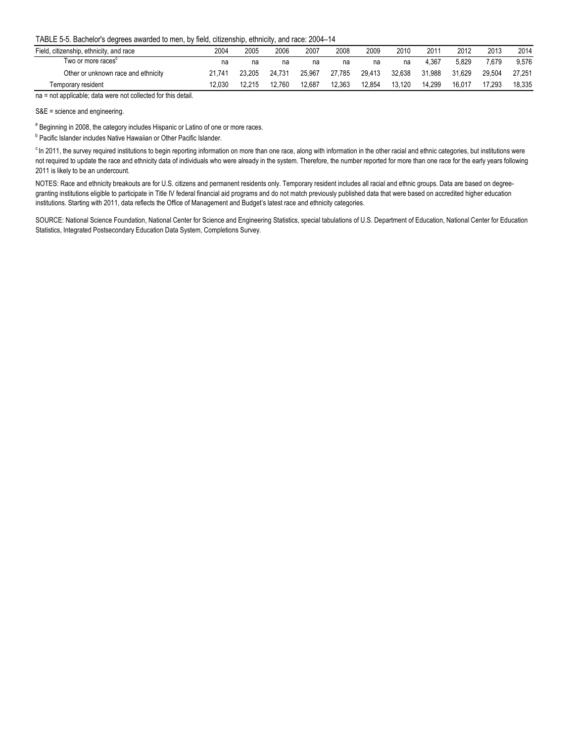TABLE 5-5. Bachelor's degrees awarded to men, by field, citizenship, ethnicity, and race: 2004–14

| Field, citizenship, ethnicity, and race | 2004 | 2005 | 2006 | 2007 | 2008 | 2009 | 2010 | 2011 | 2012 | 2013 | 2014 |
|---|---|---|---|---|---|---|---|---|---|---|---|
| Two or more races[c] | na | na | na | na | na | na | na | 4,367 | 5,829 | 7,679 | 9,576 |
| Other or unknown race and ethnicity | 21,741 | 23,205 | 24,731 | 25,967 | 27,785 | 29,413 | 32,638 | 31,988 | 31,629 | 29,504 | 27,251 |
| Temporary resident | 12,030 | 12,215 | 12,760 | 12,687 | 12,363 | 12,854 | 13,120 | 14,299 | 16,017 | 17,293 | 18,335 |

na = not applicable; data were not collected for this detail.

S&E = science and engineering.

[a] Beginning in 2008, the category includes Hispanic or Latino of one or more races.

[b] Pacific Islander includes Native Hawaiian or Other Pacific Islander.

[c] In 2011, the survey required institutions to begin reporting information on more than one race, along with information in the other racial and ethnic categories, but institutions were not required to update the race and ethnicity data of individuals who were already in the system. Therefore, the number reported for more than one race for the early years following 2011 is likely to be an undercount.

NOTES: Race and ethnicity breakouts are for U.S. citizens and permanent residents only. Temporary resident includes all racial and ethnic groups. Data are based on degree-granting institutions eligible to participate in Title IV federal financial aid programs and do not match previously published data that were based on accredited higher education institutions. Starting with 2011, data reflects the Office of Management and Budget's latest race and ethnicity categories.

SOURCE: National Science Foundation, National Center for Science and Engineering Statistics, special tabulations of U.S. Department of Education, National Center for Education Statistics, Integrated Postsecondary Education Data System, Completions Survey.